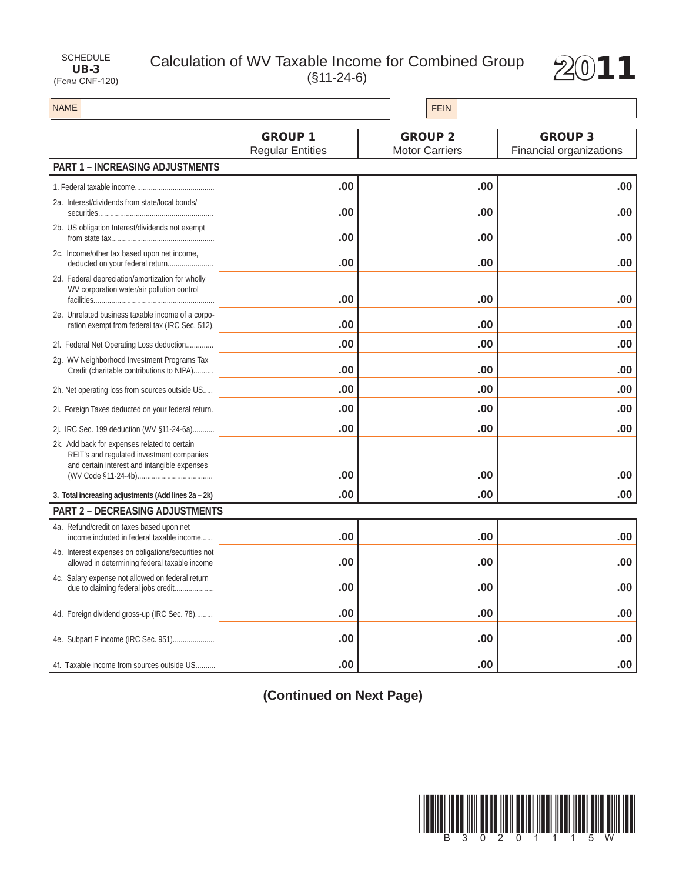SCHEDULE
**UB-3**
(FORM CNF-120)

# Calculation of WV Taxable Income for Combined Group

(§11-24-6)

**2011**

NAME | FEIN

| | **GROUP 1** Regular Entities | **GROUP 2** Motor Carriers | **GROUP 3** Financial organizations |
|---|---|---|---|
| **PART 1 – INCREASING ADJUSTMENTS** | | | |
| 1. Federal taxable income | .00 | .00 | .00 |
| 2a. Interest/dividends from state/local bonds/ securities | .00 | .00 | .00 |
| 2b. US obligation Interest/dividends not exempt from state tax | .00 | .00 | .00 |
| 2c. Income/other tax based upon net income, deducted on your federal return | .00 | .00 | .00 |
| 2d. Federal depreciation/amortization for wholly WV corporation water/air pollution control facilities | .00 | .00 | .00 |
| 2e. Unrelated business taxable income of a corporation exempt from federal tax (IRC Sec. 512). | .00 | .00 | .00 |
| 2f. Federal Net Operating Loss deduction | .00 | .00 | .00 |
| 2g. WV Neighborhood Investment Programs Tax Credit (charitable contributions to NIPA) | .00 | .00 | .00 |
| 2h. Net operating loss from sources outside US | .00 | .00 | .00 |
| 2i. Foreign Taxes deducted on your federal return. | .00 | .00 | .00 |
| 2j. IRC Sec. 199 deduction (WV §11-24-6a) | .00 | .00 | .00 |
| 2k. Add back for expenses related to certain REIT's and regulated investment companies and certain interest and intangible expenses (WV Code §11-24-4b) | .00 | .00 | .00 |
| **3. Total increasing adjustments (Add lines 2a – 2k)** | .00 | .00 | .00 |
| **PART 2 – DECREASING ADJUSTMENTS** | | | |
| 4a. Refund/credit on taxes based upon net income included in federal taxable income | .00 | .00 | .00 |
| 4b. Interest expenses on obligations/securities not allowed in determining federal taxable income | .00 | .00 | .00 |
| 4c. Salary expense not allowed on federal return due to claiming federal jobs credit | .00 | .00 | .00 |
| 4d. Foreign dividend gross-up (IRC Sec. 78) | .00 | .00 | .00 |
| 4e. Subpart F income (IRC Sec. 951) | .00 | .00 | .00 |
| 4f. Taxable income from sources outside US | .00 | .00 | .00 |

**(Continued on Next Page)**

B 3 0 2 0 1 1 1 5 W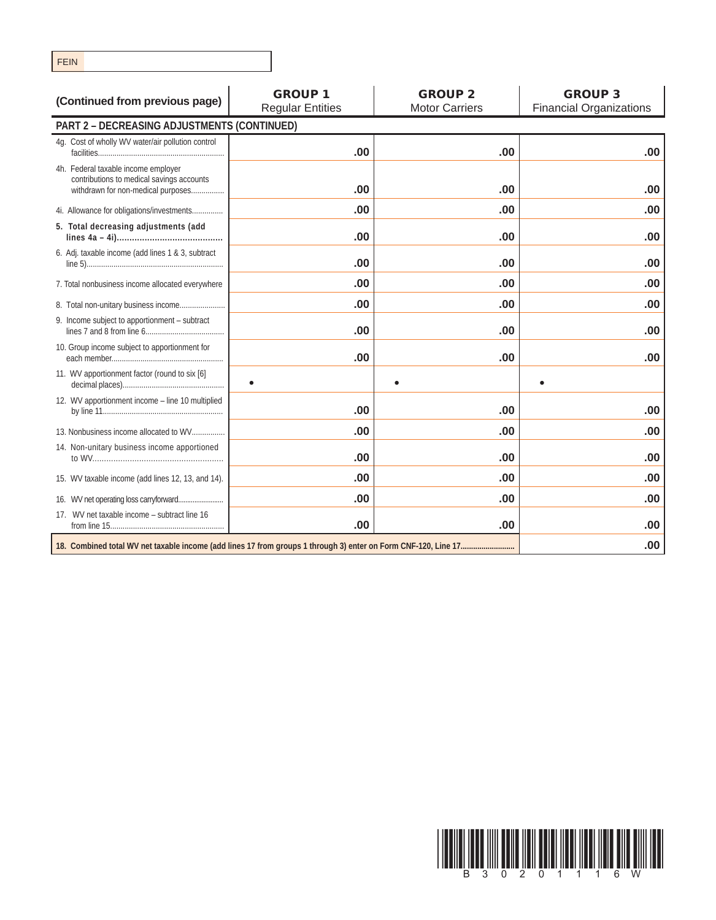FEIN

| (Continued from previous page) | GROUP 1 Regular Entities | GROUP 2 Motor Carriers | GROUP 3 Financial Organizations |
|---|---|---|---|
| **PART 2 – DECREASING ADJUSTMENTS (CONTINUED)** | | | |
| 4g. Cost of wholly WV water/air pollution control facilities | .00 | .00 | .00 |
| 4h. Federal taxable income employer contributions to medical savings accounts withdrawn for non-medical purposes | .00 | .00 | .00 |
| 4i. Allowance for obligations/investments | .00 | .00 | .00 |
| **5. Total decreasing adjustments (add lines 4a – 4i)** | .00 | .00 | .00 |
| 6. Adj. taxable income (add lines 1 & 3, subtract line 5) | .00 | .00 | .00 |
| 7. Total nonbusiness income allocated everywhere | .00 | .00 | .00 |
| 8. Total non-unitary business income | .00 | .00 | .00 |
| 9. Income subject to apportionment – subtract lines 7 and 8 from line 6 | .00 | .00 | .00 |
| 10. Group income subject to apportionment for each member | .00 | .00 | .00 |
| 11. WV apportionment factor (round to six [6] decimal places) | • | • | • |
| 12. WV apportionment income – line 10 multiplied by line 11 | .00 | .00 | .00 |
| 13. Nonbusiness income allocated to WV | .00 | .00 | .00 |
| 14. Non-unitary business income apportioned to WV | .00 | .00 | .00 |
| 15. WV taxable income (add lines 12, 13, and 14) | .00 | .00 | .00 |
| 16. WV net operating loss carryforward | .00 | .00 | .00 |
| 17. WV net taxable income – subtract line 16 from line 15 | .00 | .00 | .00 |
| **18. Combined total WV net taxable income (add lines 17 from groups 1 through 3) enter on Form CNF-120, Line 17** | | | .00 |

B 3 0 2 0 1 1 1 6 W